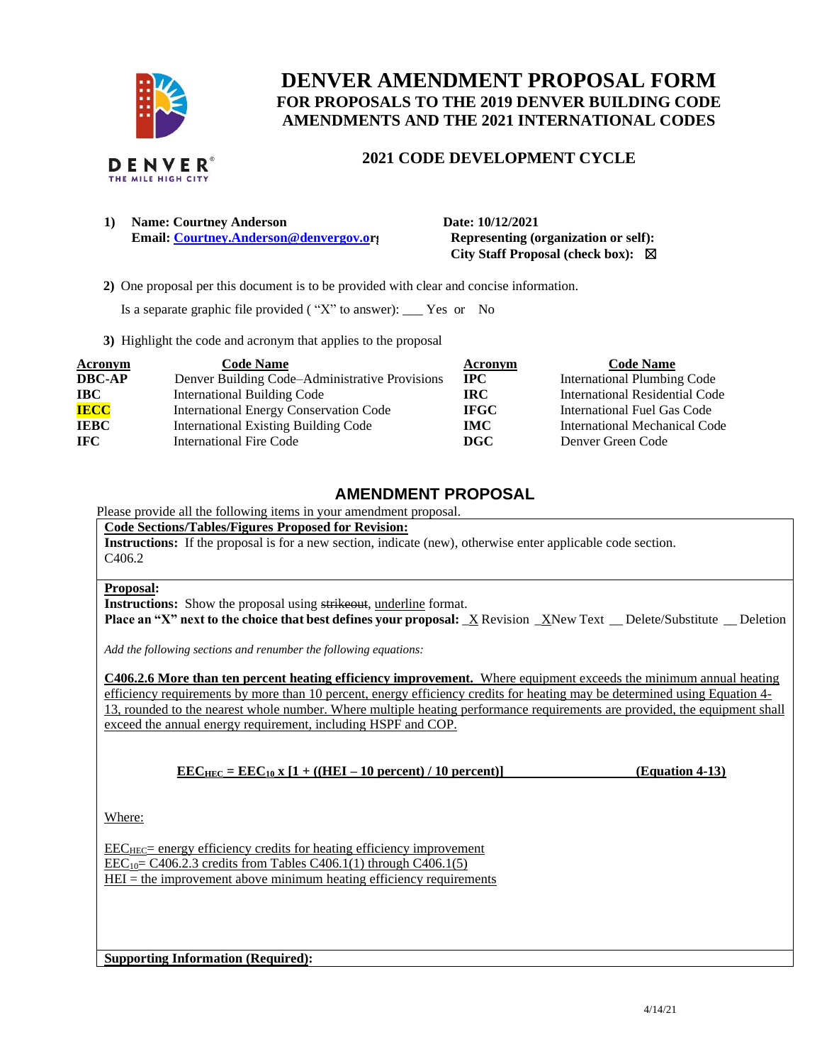# DENVER AMENDMENT PROPOSAL FORM

## FOR PROPOSALS TO THE 2019 DENVER BUILDING CODE AMENDMENTS AND THE 2021 INTERNATIONAL CODES

### 2021 CODE DEVELOPMENT CYCLE

1) **Name: Courtney Anderson**
   **Email: Courtney.Anderson@denvergov.org**

   **Date: 10/12/2021**
   **Representing (organization or self):**
   **City Staff Proposal (check box):** ☒

2) One proposal per this document is to be provided with clear and concise information.

   Is a separate graphic file provided ( "X" to answer): ___ Yes or No

3) Highlight the code and acronym that applies to the proposal

| Acronym | Code Name | Acronym | Code Name |
|---|---|---|---|
| DBC-AP | Denver Building Code–Administrative Provisions | IPC | International Plumbing Code |
| IBC | International Building Code | IRC | International Residential Code |
| **IECC** | International Energy Conservation Code | IFGC | International Fuel Gas Code |
| IEBC | International Existing Building Code | IMC | International Mechanical Code |
| IFC | International Fire Code | DGC | Denver Green Code |

## AMENDMENT PROPOSAL

Please provide all the following items in your amendment proposal.

**Code Sections/Tables/Figures Proposed for Revision:**

**Instructions:** If the proposal is for a new section, indicate (new), otherwise enter applicable code section.

C406.2

**Proposal:**

**Instructions:** Show the proposal using ~~strikeout~~, underline format.

**Place an "X" next to the choice that best defines your proposal:** _X Revision _XNew Text __ Delete/Substitute __ Deletion

*Add the following sections and renumber the following equations:*

**C406.2.6 More than ten percent heating efficiency improvement.** Where equipment exceeds the minimum annual heating efficiency requirements by more than 10 percent, energy efficiency credits for heating may be determined using Equation 4-13, rounded to the nearest whole number. Where multiple heating performance requirements are provided, the equipment shall exceed the annual energy requirement, including HSPF and COP.

$$EEC_{HEC} = EEC_{10} \times [1 + ((HEI - 10 \text{ percent}) / 10 \text{ percent})] \qquad \textbf{(Equation 4-13)}$$

Where:

$EEC_{HEC}$ = energy efficiency credits for heating efficiency improvement
$EEC_{10}$ = C406.2.3 credits from Tables C406.1(1) through C406.1(5)
HEI = the improvement above minimum heating efficiency requirements

**Supporting Information (Required):**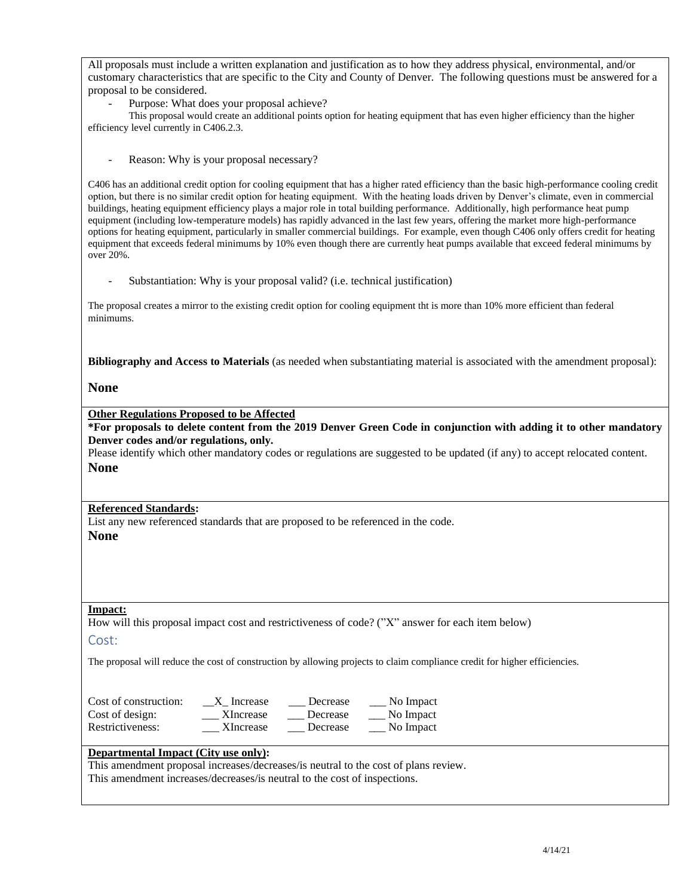All proposals must include a written explanation and justification as to how they address physical, environmental, and/or customary characteristics that are specific to the City and County of Denver. The following questions must be answered for a proposal to be considered.

- Purpose: What does your proposal achieve?

This proposal would create an additional points option for heating equipment that has even higher efficiency than the higher efficiency level currently in C406.2.3.

- Reason: Why is your proposal necessary?

C406 has an additional credit option for cooling equipment that has a higher rated efficiency than the basic high-performance cooling credit option, but there is no similar credit option for heating equipment. With the heating loads driven by Denver's climate, even in commercial buildings, heating equipment efficiency plays a major role in total building performance. Additionally, high performance heat pump equipment (including low-temperature models) has rapidly advanced in the last few years, offering the market more high-performance options for heating equipment, particularly in smaller commercial buildings. For example, even though C406 only offers credit for heating equipment that exceeds federal minimums by 10% even though there are currently heat pumps available that exceed federal minimums by over 20%.

- Substantiation: Why is your proposal valid? (i.e. technical justification)

The proposal creates a mirror to the existing credit option for cooling equipment tht is more than 10% more efficient than federal minimums.

**Bibliography and Access to Materials** (as needed when substantiating material is associated with the amendment proposal):

**None**

**Other Regulations Proposed to be Affected**

**\*For proposals to delete content from the 2019 Denver Green Code in conjunction with adding it to other mandatory Denver codes and/or regulations, only.**

Please identify which other mandatory codes or regulations are suggested to be updated (if any) to accept relocated content.

**None**

**Referenced Standards:**

List any new referenced standards that are proposed to be referenced in the code.

**None**

**Impact:**

How will this proposal impact cost and restrictiveness of code? ("X" answer for each item below)

Cost:

The proposal will reduce the cost of construction by allowing projects to claim compliance credit for higher efficiencies.

| | | | |
|---|---|---|---|
| Cost of construction: | \_\_X\_ Increase | \_\_\_ Decrease | \_\_\_ No Impact |
| Cost of design: | \_\_\_ XIncrease | \_\_\_ Decrease | \_\_\_ No Impact |
| Restrictiveness: | \_\_\_ XIncrease | \_\_\_ Decrease | \_\_\_ No Impact |

**Departmental Impact (City use only):**

This amendment proposal increases/decreases/is neutral to the cost of plans review.

This amendment increases/decreases/is neutral to the cost of inspections.

4/14/21